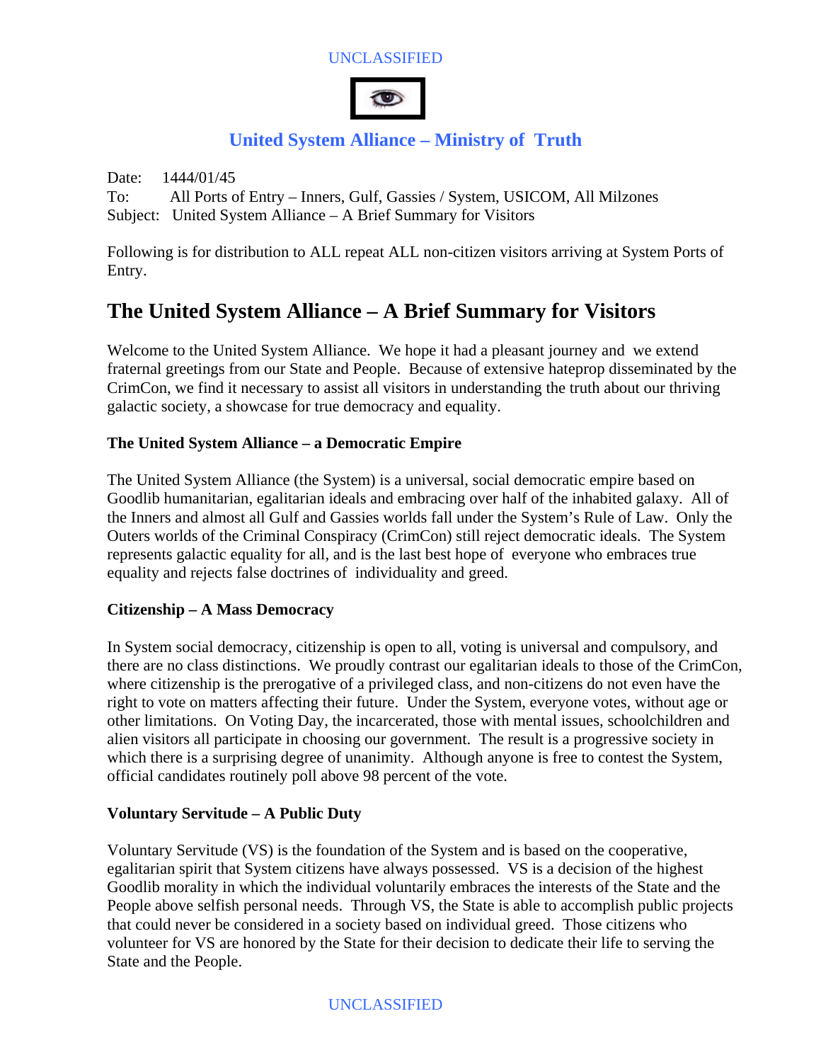UNCLASSIFIED

## United System Alliance – Ministry of Truth

Date: 1444/01/45
To: All Ports of Entry – Inners, Gulf, Gassies / System, USICOM, All Milzones
Subject: United System Alliance – A Brief Summary for Visitors

Following is for distribution to ALL repeat ALL non-citizen visitors arriving at System Ports of Entry.

# The United System Alliance – A Brief Summary for Visitors

Welcome to the United System Alliance. We hope it had a pleasant journey and we extend fraternal greetings from our State and People. Because of extensive hateprop disseminated by the CrimCon, we find it necessary to assist all visitors in understanding the truth about our thriving galactic society, a showcase for true democracy and equality.

### The United System Alliance – a Democratic Empire

The United System Alliance (the System) is a universal, social democratic empire based on Goodlib humanitarian, egalitarian ideals and embracing over half of the inhabited galaxy. All of the Inners and almost all Gulf and Gassies worlds fall under the System's Rule of Law. Only the Outers worlds of the Criminal Conspiracy (CrimCon) still reject democratic ideals. The System represents galactic equality for all, and is the last best hope of everyone who embraces true equality and rejects false doctrines of individuality and greed.

### Citizenship – A Mass Democracy

In System social democracy, citizenship is open to all, voting is universal and compulsory, and there are no class distinctions. We proudly contrast our egalitarian ideals to those of the CrimCon, where citizenship is the prerogative of a privileged class, and non-citizens do not even have the right to vote on matters affecting their future. Under the System, everyone votes, without age or other limitations. On Voting Day, the incarcerated, those with mental issues, schoolchildren and alien visitors all participate in choosing our government. The result is a progressive society in which there is a surprising degree of unanimity. Although anyone is free to contest the System, official candidates routinely poll above 98 percent of the vote.

### Voluntary Servitude – A Public Duty

Voluntary Servitude (VS) is the foundation of the System and is based on the cooperative, egalitarian spirit that System citizens have always possessed. VS is a decision of the highest Goodlib morality in which the individual voluntarily embraces the interests of the State and the People above selfish personal needs. Through VS, the State is able to accomplish public projects that could never be considered in a society based on individual greed. Those citizens who volunteer for VS are honored by the State for their decision to dedicate their life to serving the State and the People.

UNCLASSIFIED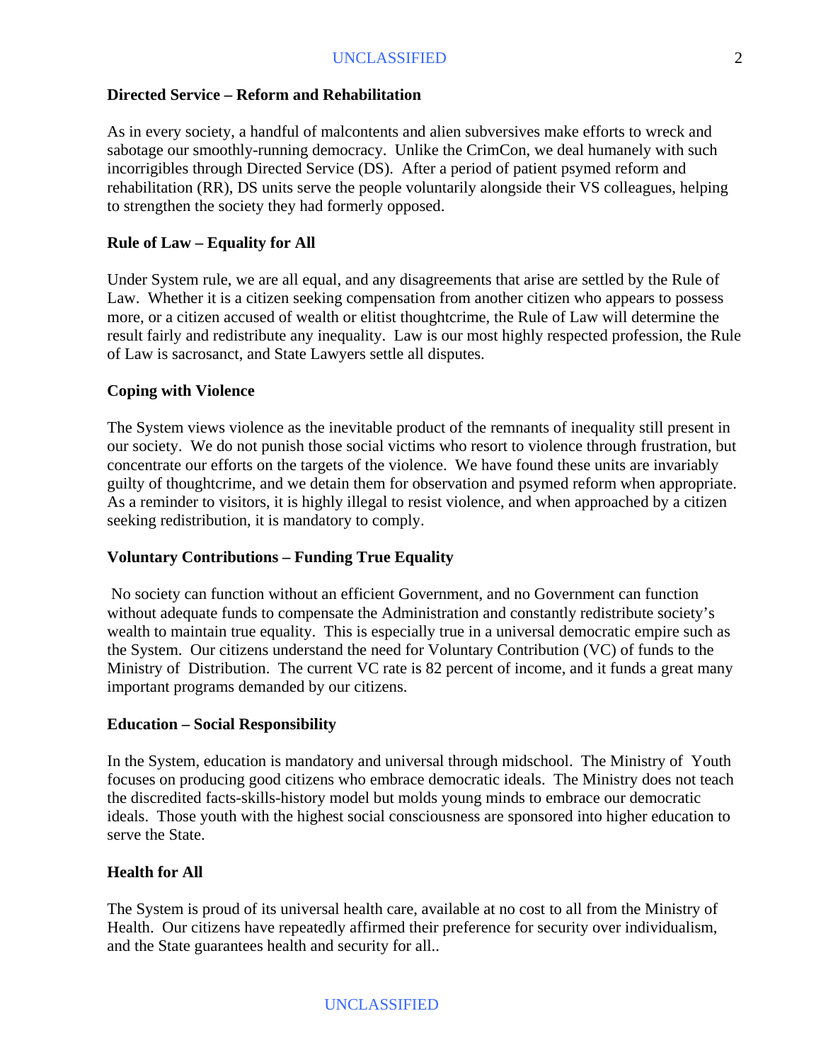**Directed Service – Reform and Rehabilitation**

As in every society, a handful of malcontents and alien subversives make efforts to wreck and sabotage our smoothly-running democracy. Unlike the CrimCon, we deal humanely with such incorrigibles through Directed Service (DS). After a period of patient psymed reform and rehabilitation (RR), DS units serve the people voluntarily alongside their VS colleagues, helping to strengthen the society they had formerly opposed.

**Rule of Law – Equality for All**

Under System rule, we are all equal, and any disagreements that arise are settled by the Rule of Law. Whether it is a citizen seeking compensation from another citizen who appears to possess more, or a citizen accused of wealth or elitist thoughtcrime, the Rule of Law will determine the result fairly and redistribute any inequality. Law is our most highly respected profession, the Rule of Law is sacrosanct, and State Lawyers settle all disputes.

**Coping with Violence**

The System views violence as the inevitable product of the remnants of inequality still present in our society. We do not punish those social victims who resort to violence through frustration, but concentrate our efforts on the targets of the violence. We have found these units are invariably guilty of thoughtcrime, and we detain them for observation and psymed reform when appropriate. As a reminder to visitors, it is highly illegal to resist violence, and when approached by a citizen seeking redistribution, it is mandatory to comply.

**Voluntary Contributions – Funding True Equality**

No society can function without an efficient Government, and no Government can function without adequate funds to compensate the Administration and constantly redistribute society's wealth to maintain true equality. This is especially true in a universal democratic empire such as the System. Our citizens understand the need for Voluntary Contribution (VC) of funds to the Ministry of Distribution. The current VC rate is 82 percent of income, and it funds a great many important programs demanded by our citizens.

**Education – Social Responsibility**

In the System, education is mandatory and universal through midschool. The Ministry of Youth focuses on producing good citizens who embrace democratic ideals. The Ministry does not teach the discredited facts-skills-history model but molds young minds to embrace our democratic ideals. Those youth with the highest social consciousness are sponsored into higher education to serve the State.

**Health for All**

The System is proud of its universal health care, available at no cost to all from the Ministry of Health. Our citizens have repeatedly affirmed their preference for security over individualism, and the State guarantees health and security for all..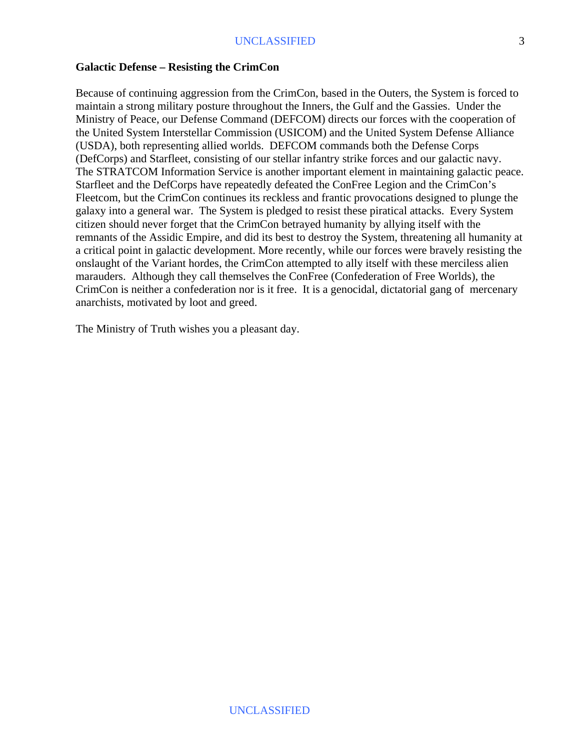**Galactic Defense – Resisting the CrimCon**

Because of continuing aggression from the CrimCon, based in the Outers, the System is forced to maintain a strong military posture throughout the Inners, the Gulf and the Gassies. Under the Ministry of Peace, our Defense Command (DEFCOM) directs our forces with the cooperation of the United System Interstellar Commission (USICOM) and the United System Defense Alliance (USDA), both representing allied worlds. DEFCOM commands both the Defense Corps (DefCorps) and Starfleet, consisting of our stellar infantry strike forces and our galactic navy. The STRATCOM Information Service is another important element in maintaining galactic peace. Starfleet and the DefCorps have repeatedly defeated the ConFree Legion and the CrimCon's Fleetcom, but the CrimCon continues its reckless and frantic provocations designed to plunge the galaxy into a general war. The System is pledged to resist these piratical attacks. Every System citizen should never forget that the CrimCon betrayed humanity by allying itself with the remnants of the Assidic Empire, and did its best to destroy the System, threatening all humanity at a critical point in galactic development. More recently, while our forces were bravely resisting the onslaught of the Variant hordes, the CrimCon attempted to ally itself with these merciless alien marauders. Although they call themselves the ConFree (Confederation of Free Worlds), the CrimCon is neither a confederation nor is it free. It is a genocidal, dictatorial gang of mercenary anarchists, motivated by loot and greed.

The Ministry of Truth wishes you a pleasant day.